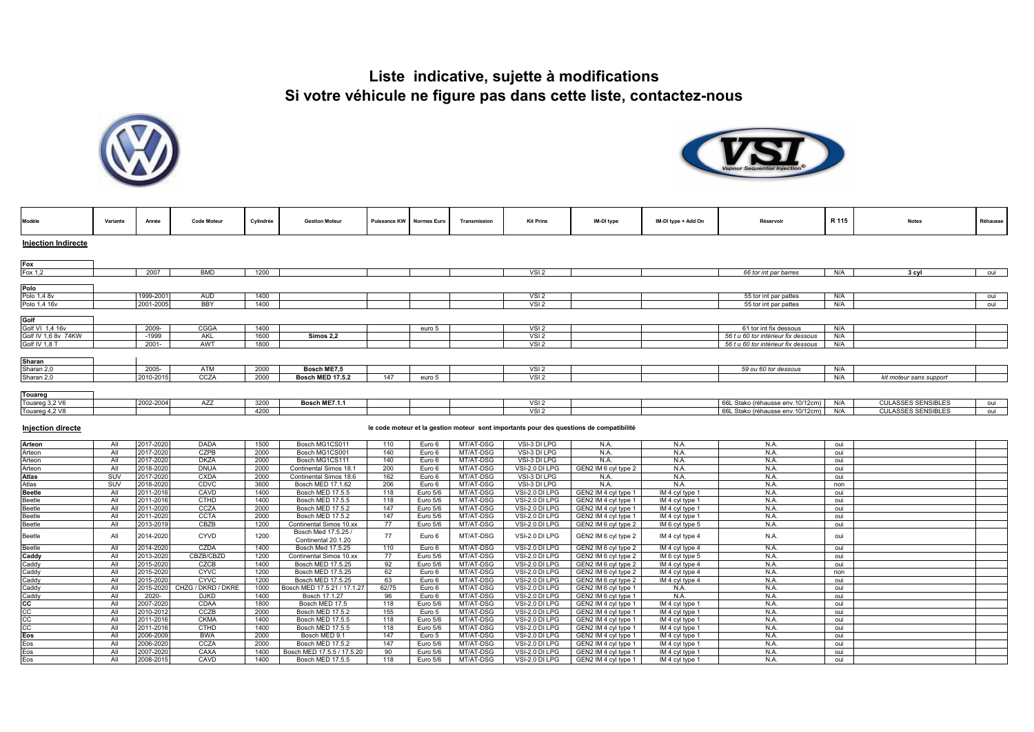# Liste indicative, sujette à modifications
# Si votre véhicule ne figure pas dans cette liste, contactez-nous

| Modèle | Variante | Année | Code Moteur | Cylindrée | Gestion Moteur | Puissance KW | Normes Euro | Transmission | Kit Prins | IM-DI type | IM-DI type + Add On | Réservoir | R 115 | Notes | Réhausse |
|---|---|---|---|---|---|---|---|---|---|---|---|---|---|---|---|
| **Injection Indirecte** | | | | | | | | | | | | | | | |
| **Fox** | | | | | | | | | | | | | | | |
| Fox 1,2 | | 2007 | BMD | 1200 | | | | | VSI 2 | | | *66 tor int par barres* | N/A | **3 cyl** | oui |
| **Polo** | | | | | | | | | | | | | | | |
| Polo 1,4 8v | | 1999-2001 | AUD | 1400 | | | | | VSI 2 | | | 55 tor int par pattes | N/A | | oui |
| Polo 1,4 16v | | 2001-2005 | BBY | 1400 | | | | | VSI 2 | | | 55 tor int par pattes | N/A | | oui |
| **Golf** | | | | | | | | | | | | | | | |
| Golf VI 1,4 16v | | 2009- | CGGA | 1400 | | | euro 5 | | VSI 2 | | | 61 tor int fix dessous | N/A | | |
| Golf IV 1,6 8v 74KW | | -1999 | AKL | 1600 | **Simos 2,2** | | | | VSI 2 | | | *56 t u 60 tor intérieur fix dessous* | N/A | | |
| Golf IV 1,8 T | | 2001- | AWT | 1800 | | | | | VSI 2 | | | *56 t u 60 tor intérieur fix dessous* | N/A | | |
| **Sharan** | | | | | | | | | | | | | | | |
| Sharan 2,0 | | 2005- | ATM | 2000 | **Bosch ME7,5** | | | | VSI 2 | | | *59 ou 60 tor dessous* | N/A | | |
| Sharan 2,0 | | 2010-2015 | CCZA | 2000 | **Bosch MED 17.5.2** | 147 | euro 5 | | VSI 2 | | | | N/A | *kit moteur sans support* | |
| **Touareg** | | | | | | | | | | | | | | | |
| Touareg 3,2 V6 | | 2002-2004 | AZZ | 3200 | **Bosch ME7.1.1** | | | | VSI 2 | | | 66L Stako (réhausse env.10/12cm) | N/A | CULASSES SENSIBLES | oui |
| Touareg 4,2 V8 | | | | 4200 | | | | | VSI 2 | | | 66L Stako (réhausse env.10/12cm) | N/A | CULASSES SENSIBLES | oui |
| **Injection directe** | | | | | | | | | **le code moteur et la gestion moteur sont importants pour des questions de compatibilité** | | | | | | |
| **Arteon** | All | 2017-2020 | DADA | 1500 | Bosch MG1CS011 | 110 | Euro 6 | MT/AT-DSG | VSI-3 DI LPG | N.A. | N.A. | N.A. | oui | | |
| Arteon | All | 2017-2020 | CZPB | 2000 | Bosch MG1CS001 | 140 | Euro 6 | MT/AT-DSG | VSI-3 DI LPG | N.A. | N.A. | N.A. | oui | | |
| Arteon | All | 2017-2020 | DKZA | 2000 | Bosch MG1CS111 | 140 | Euro 6 | MT/AT-DSG | VSI-3 DI LPG | N.A. | N.A. | N.A. | oui | | |
| Arteon | All | 2018-2020 | DNUA | 2000 | Continental Simos 18.1 | 200 | Euro 6 | MT/AT-DSG | VSI-2.0 DI LPG | GEN2 IM 6 cyl type 2 | N.A. | N.A. | oui | | |
| **Atlas** | SUV | 2017-2020 | CXDA | 2000 | Continental Simos 18.6 | 162 | Euro 6 | MT/AT-DSG | VSI-3 DI LPG | N.A. | N.A. | N.A. | oui | | |
| Atlas | SUV | 2018-2020 | CDVC | 3600 | Bosch MED 17.1.62 | 206 | Euro 6 | MT/AT-DSG | VSI-3 DI LPG | N.A. | N.A. | N.A. | non | | |
| **Beetle** | All | 2011-2016 | CAVD | 1400 | Bosch MED 17.5.5 | 118 | Euro 5/6 | MT/AT-DSG | VSI-2.0 DI LPG | GEN2 IM 4 cyl type 1 | IM 4 cyl type 1 | N.A. | oui | | |
| Beetle | All | 2011-2016 | CTHD | 1400 | Bosch MED 17.5.5 | 118 | Euro 5/6 | MT/AT-DSG | VSI-2.0 DI LPG | GEN2 IM 4 cyl type 1 | IM 4 cyl type 1 | N.A. | oui | | |
| Beetle | All | 2011-2020 | CCZA | 2000 | Bosch MED 17.5.2 | 147 | Euro 5/6 | MT/AT-DSG | VSI-2.0 DI LPG | GEN2 IM 4 cyl type 1 | IM 4 cyl type 1 | N.A. | oui | | |
| Beetle | All | 2011-2020 | CCTA | 2000 | Bosch MED 17.5.2 | 147 | Euro 5/6 | MT/AT-DSG | VSI-2.0 DI LPG | GEN2 IM 4 cyl type 1 | IM 4 cyl type 1 | N.A. | oui | | |
| Beetle | All | 2013-2019 | CBZB | 1200 | Continental Simos 10.xx | 77 | Euro 5/6 | MT/AT-DSG | VSI-2.0 DI LPG | GEN2 IM 6 cyl type 2 | IM 6 cyl type 5 | N.A. | oui | | |
| Beetle | All | 2014-2020 | CYVD | 1200 | Bosch Med 17.5.25 / Continental 20.1.20 | 77 | Euro 6 | MT/AT-DSG | VSI-2.0 DI LPG | GEN2 IM 6 cyl type 2 | IM 4 cyl type 4 | N.A. | oui | | |
| Beetle | All | 2014-2020 | CZDA | 1400 | Bosch Med 17.5.25 | 110 | Euro 6 | MT/AT-DSG | VSI-2.0 DI LPG | GEN2 IM 6 cyl type 2 | IM 4 cyl type 4 | N.A. | oui | | |
| **Caddy** | All | 2013-2020 | CBZB/CBZD | 1200 | Continental Simos 10.xx | 77 | Euro 5/6 | MT/AT-DSG | VSI-2.0 DI LPG | GEN2 IM 6 cyl type 2 | IM 6 cyl type 5 | N.A. | oui | | |
| Caddy | All | 2015-2020 | CZCB | 1400 | Bosch MED 17.5.25 | 92 | Euro 5/6 | MT/AT-DSG | VSI-2.0 DI LPG | GEN2 IM 6 cyl type 2 | IM 4 cyl type 4 | N.A. | oui | | |
| Caddy | All | 2015-2020 | CYVC | 1200 | Bosch MED 17.5.25 | 62 | Euro 6 | MT/AT-DSG | VSI-2.0 DI LPG | GEN2 IM 6 cyl type 2 | IM 4 cyl type 4 | N.A. | non | | |
| Caddy | All | 2015-2020 | CYVC | 1200 | Bosch MED 17.5.25 | 63 | Euro 6 | MT/AT-DSG | VSI-2.0 DI LPG | GEN2 IM 6 cyl type 2 | IM 4 cyl type 4 | N.A. | oui | | |
| Caddy | All | 2015-2020 | CHZG / DKRD / DKRE | 1000 | Bosch MED 17.5.21 / 17.1.27 | 62/75 | Euro 6 | MT/AT-DSG | VSI-2.0 DI LPG | GEN2 IM 6 cyl type 1 | N.A. | N.A. | oui | | |
| Caddy | All | 2020- | DJKD | 1400 | Bosch 17.1.27 | 96 | Euro 6 | MT/AT-DSG | VSI-2.0 DI LPG | GEN2 IM 6 cyl type 1 | N.A. | N.A. | oui | | |
| **CC** | All | 2007-2020 | CDAA | 1800 | Bosch MED 17.5 | 118 | Euro 5/6 | MT/AT-DSG | VSI-2.0 DI LPG | GEN2 IM 4 cyl type 1 | IM 4 cyl type 1 | N.A. | oui | | |
| CC | All | 2010-2012 | CCZB | 2000 | Bosch MED 17.5.2 | 155 | Euro 5 | MT/AT-DSG | VSI-2.0 DI LPG | GEN2 IM 4 cyl type 1 | IM 4 cyl type 1 | N.A. | oui | | |
| CC | All | 2011-2016 | CKMA | 1400 | Bosch MED 17.5.5 | 118 | Euro 5/6 | MT/AT-DSG | VSI-2.0 DI LPG | GEN2 IM 4 cyl type 1 | IM 4 cyl type 1 | N.A. | oui | | |
| CC | All | 2011-2016 | CTHD | 1400 | Bosch MED 17.5.5 | 118 | Euro 5/6 | MT/AT-DSG | VSI-2.0 DI LPG | GEN2 IM 4 cyl type 1 | IM 4 cyl type 1 | N.A. | oui | | |
| **Eos** | All | 2006-2009 | BWA | 2000 | Bosch MED 9.1 | 147 | Euro 5 | MT/AT-DSG | VSI-2.0 DI LPG | GEN2 IM 4 cyl type 1 | IM 4 cyl type 1 | N.A. | oui | | |
| Eos | All | 2006-2020 | CCZA | 2000 | Bosch MED 17.5.2 | 147 | Euro 5/6 | MT/AT-DSG | VSI-2.0 DI LPG | GEN2 IM 4 cyl type 1 | IM 4 cyl type 1 | N.A. | oui | | |
| Eos | All | 2007-2020 | CAXA | 1400 | Bosch MED 17.5.5 / 17.5.20 | 90 | Euro 5/6 | MT/AT-DSG | VSI-2.0 DI LPG | GEN2 IM 4 cyl type 1 | IM 4 cyl type 1 | N.A. | oui | | |
| Eos | All | 2008-2015 | CAVD | 1400 | Bosch MED 17.5.5 | 118 | Euro 5/6 | MT/AT-DSG | VSI-2.0 DI LPG | GEN2 IM 4 cyl type 1 | IM 4 cyl type 1 | N.A. | oui | | |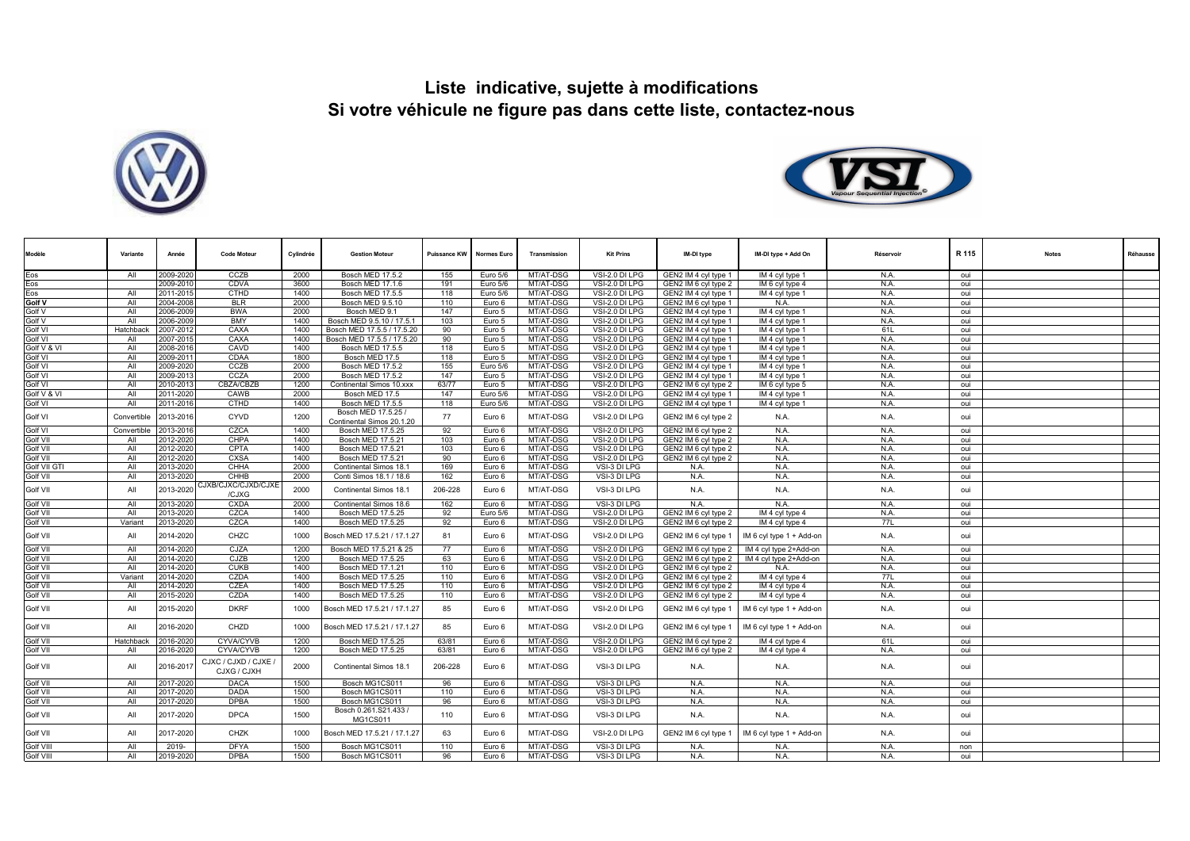# Liste indicative, sujette à modifications
# Si votre véhicule ne figure pas dans cette liste, contactez-nous

| Modèle | Variante | Année | Code Moteur | Cylindrée | Gestion Moteur | Puissance KW | Normes Euro | Transmission | Kit Prins | IM-DI type | IM-DI type + Add On | Réservoir | R 115 | Notes | Réhausse |
|---|---|---|---|---|---|---|---|---|---|---|---|---|---|---|---|
| Eos | All | 2009-2020 | CCZB | 2000 | Bosch MED 17.5.2 | 155 | Euro 5/6 | MT/AT-DSG | VSI-2.0 DI LPG | GEN2 IM 4 cyl type 1 | IM 4 cyl type 1 | N.A. | oui | | |
| Eos | | 2009-2010 | CDVA | 3600 | Bosch MED 17.1.6 | 191 | Euro 5/6 | MT/AT-DSG | VSI-2.0 DI LPG | GEN2 IM 6 cyl type 2 | IM 6 cyl type 4 | N.A. | oui | | |
| Eos | All | 2011-2015 | CTHD | 1400 | Bosch MED 17.5.5 | 118 | Euro 5/6 | MT/AT-DSG | VSI-2.0 DI LPG | GEN2 IM 4 cyl type 1 | IM 4 cyl type 1 | N.A. | oui | | |
| **Golf V** | All | 2004-2008 | BLR | 2000 | Bosch MED 9.5.10 | 110 | Euro 6 | MT/AT-DSG | VSI-2.0 DI LPG | GEN2 IM 6 cyl type 1 | N.A. | N.A. | oui | | |
| Golf V | All | 2006-2009 | BWA | 2000 | Bosch MED 9.1 | 147 | Euro 5 | MT/AT-DSG | VSI-2.0 DI LPG | GEN2 IM 4 cyl type 1 | IM 4 cyl type 1 | N.A. | oui | | |
| Golf V | All | 2006-2009 | BMY | 1400 | Bosch MED 9.5.10 / 17.5.1 | 103 | Euro 5 | MT/AT-DSG | VSI-2.0 DI LPG | GEN2 IM 4 cyl type 1 | IM 4 cyl type 1 | N.A. | oui | | |
| Golf VI | Hatchback | 2007-2012 | CAXA | 1400 | Bosch MED 17.5.5 / 17.5.20 | 90 | Euro 5 | MT/AT-DSG | VSI-2.0 DI LPG | GEN2 IM 4 cyl type 1 | IM 4 cyl type 1 | 61L | oui | | |
| Golf VI | All | 2007-2015 | CAXA | 1400 | Bosch MED 17.5.5 / 17.5.20 | 90 | Euro 5 | MT/AT-DSG | VSI-2.0 DI LPG | GEN2 IM 4 cyl type 1 | IM 4 cyl type 1 | N.A. | oui | | |
| Golf V & VI | All | 2008-2016 | CAVD | 1400 | Bosch MED 17.5.5 | 118 | Euro 5 | MT/AT-DSG | VSI-2.0 DI LPG | GEN2 IM 4 cyl type 1 | IM 4 cyl type 1 | N.A. | oui | | |
| Golf VI | All | 2009-2011 | CDAA | 1800 | Bosch MED 17.5 | 118 | Euro 5 | MT/AT-DSG | VSI-2.0 DI LPG | GEN2 IM 4 cyl type 1 | IM 4 cyl type 1 | N.A. | oui | | |
| Golf VI | All | 2009-2020 | CCZB | 2000 | Bosch MED 17.5.2 | 155 | Euro 5/6 | MT/AT-DSG | VSI-2.0 DI LPG | GEN2 IM 4 cyl type 1 | IM 4 cyl type 1 | N.A. | oui | | |
| Golf VI | All | 2009-2013 | CCZA | 2000 | Bosch MED 17.5.2 | 147 | Euro 5 | MT/AT-DSG | VSI-2.0 DI LPG | GEN2 IM 4 cyl type 1 | IM 4 cyl type 1 | N.A. | oui | | |
| Golf VI | All | 2010-2013 | CBZA/CBZB | 1200 | Continental Simos 10.xxx | 63/77 | Euro 5 | MT/AT-DSG | VSI-2.0 DI LPG | GEN2 IM 6 cyl type 2 | IM 6 cyl type 5 | N.A. | oui | | |
| Golf V & VI | All | 2011-2020 | CAWB | 2000 | Bosch MED 17.5 | 147 | Euro 5/6 | MT/AT-DSG | VSI-2.0 DI LPG | GEN2 IM 4 cyl type 1 | IM 4 cyl type 1 | N.A. | oui | | |
| Golf VI | All | 2011-2016 | CTHD | 1400 | Bosch MED 17.5.5 | 118 | Euro 5/6 | MT/AT-DSG | VSI-2.0 DI LPG | GEN2 IM 4 cyl type 1 | IM 4 cyl type 1 | N.A. | oui | | |
| Golf VI | Convertible | 2013-2016 | CYVD | 1200 | Bosch MED 17.5.25 / Continental Simos 20.1.20 | 77 | Euro 6 | MT/AT-DSG | VSI-2.0 DI LPG | GEN2 IM 6 cyl type 2 | N.A. | N.A. | oui | | |
| Golf VI | Convertible | 2013-2016 | CZCA | 1400 | Bosch MED 17.5.25 | 92 | Euro 6 | MT/AT-DSG | VSI-2.0 DI LPG | GEN2 IM 6 cyl type 2 | N.A. | N.A. | oui | | |
| Golf VII | All | 2012-2020 | CHPA | 1400 | Bosch MED 17.5.21 | 103 | Euro 6 | MT/AT-DSG | VSI-2.0 DI LPG | GEN2 IM 6 cyl type 2 | N.A. | N.A. | oui | | |
| Golf VII | All | 2012-2020 | CPTA | 1400 | Bosch MED 17.5.21 | 103 | Euro 6 | MT/AT-DSG | VSI-2.0 DI LPG | GEN2 IM 6 cyl type 2 | N.A. | N.A. | oui | | |
| Golf VII | All | 2012-2020 | CXSA | 1400 | Bosch MED 17.5.21 | 90 | Euro 6 | MT/AT-DSG | VSI-2.0 DI LPG | GEN2 IM 6 cyl type 2 | N.A. | N.A. | oui | | |
| Golf VII GTI | All | 2013-2020 | CHHA | 2000 | Continental Simos 18.1 | 169 | Euro 6 | MT/AT-DSG | VSI-3 DI LPG | N.A. | N.A. | N.A. | oui | | |
| Golf VII | All | 2013-2020 | CHHB | 2000 | Conti Simos 18.1 / 18.6 | 162 | Euro 6 | MT/AT-DSG | VSI-3 DI LPG | N.A. | N.A. | N.A. | oui | | |
| Golf VII | All | 2013-2020 | CJXB/CJXC/CJXD/CJXE /CJXG | 2000 | Continental Simos 18.1 | 206-228 | Euro 6 | MT/AT-DSG | VSI-3 DI LPG | N.A. | N.A. | N.A. | oui | | |
| Golf VII | All | 2013-2020 | CXDA | 2000 | Continental Simos 18.6 | 162 | Euro 6 | MT/AT-DSG | VSI-3 DI LPG | N.A. | N.A. | N.A. | oui | | |
| Golf VII | All | 2013-2020 | CZCA | 1400 | Bosch MED 17.5.25 | 92 | Euro 5/6 | MT/AT-DSG | VSI-2.0 DI LPG | GEN2 IM 6 cyl type 2 | IM 4 cyl type 4 | N.A. | oui | | |
| Golf VII | Variant | 2013-2020 | CZCA | 1400 | Bosch MED 17.5.25 | 92 | Euro 6 | MT/AT-DSG | VSI-2.0 DI LPG | GEN2 IM 6 cyl type 2 | IM 4 cyl type 4 | 77L | oui | | |
| Golf VII | All | 2014-2020 | CHZC | 1000 | Bosch MED 17.5.21 / 17.1.27 | 81 | Euro 6 | MT/AT-DSG | VSI-2.0 DI LPG | GEN2 IM 6 cyl type 1 | IM 6 cyl type 1 + Add-on | N.A. | oui | | |
| Golf VII | All | 2014-2020 | CJZA | 1200 | Bosch MED 17.5.21 & 25 | 77 | Euro 6 | MT/AT-DSG | VSI-2.0 DI LPG | GEN2 IM 6 cyl type 2 | IM 4 cyl type 2+Add-on | N.A. | oui | | |
| Golf VII | All | 2014-2020 | CJZB | 1200 | Bosch MED 17.5.25 | 63 | Euro 6 | MT/AT-DSG | VSI-2.0 DI LPG | GEN2 IM 6 cyl type 2 | IM 4 cyl type 2+Add-on | N.A. | oui | | |
| Golf VII | All | 2014-2020 | CUKB | 1400 | Bosch MED 17.1.21 | 110 | Euro 6 | MT/AT-DSG | VSI-2.0 DI LPG | GEN2 IM 6 cyl type 2 | N.A. | N.A. | oui | | |
| Golf VII | Variant | 2014-2020 | CZDA | 1400 | Bosch MED 17.5.25 | 110 | Euro 6 | MT/AT-DSG | VSI-2.0 DI LPG | GEN2 IM 6 cyl type 2 | IM 4 cyl type 4 | 77L | oui | | |
| Golf VII | All | 2014-2020 | CZEA | 1400 | Bosch MED 17.5.25 | 110 | Euro 6 | MT/AT-DSG | VSI-2.0 DI LPG | GEN2 IM 6 cyl type 2 | IM 4 cyl type 4 | N.A. | oui | | |
| Golf VII | All | 2015-2020 | CZDA | 1400 | Bosch MED 17.5.25 | 110 | Euro 6 | MT/AT-DSG | VSI-2.0 DI LPG | GEN2 IM 6 cyl type 2 | IM 4 cyl type 4 | N.A. | oui | | |
| Golf VII | All | 2015-2020 | DKRF | 1000 | Bosch MED 17.5.21 / 17.1.27 | 85 | Euro 6 | MT/AT-DSG | VSI-2.0 DI LPG | GEN2 IM 6 cyl type 1 | IM 6 cyl type 1 + Add-on | N.A. | oui | | |
| Golf VII | All | 2016-2020 | CHZD | 1000 | Bosch MED 17.5.21 / 17.1.27 | 85 | Euro 6 | MT/AT-DSG | VSI-2.0 DI LPG | GEN2 IM 6 cyl type 1 | IM 6 cyl type 1 + Add-on | N.A. | oui | | |
| Golf VII | Hatchback | 2016-2020 | CYVA/CYVB | 1200 | Bosch MED 17.5.25 | 63/81 | Euro 6 | MT/AT-DSG | VSI-2.0 DI LPG | GEN2 IM 6 cyl type 2 | IM 4 cyl type 4 | 61L | oui | | |
| Golf VII | All | 2016-2020 | CYVA/CYVB | 1200 | Bosch MED 17.5.25 | 63/81 | Euro 6 | MT/AT-DSG | VSI-2.0 DI LPG | GEN2 IM 6 cyl type 2 | IM 4 cyl type 4 | N.A. | oui | | |
| Golf VII | All | 2016-2017 | CJXC / CJXD / CJXE / CJXG / CJXH | 2000 | Continental Simos 18.1 | 206-228 | Euro 6 | MT/AT-DSG | VSI-3 DI LPG | N.A. | N.A. | N.A. | oui | | |
| Golf VII | All | 2017-2020 | DACA | 1500 | Bosch MG1CS011 | 96 | Euro 6 | MT/AT-DSG | VSI-3 DI LPG | N.A. | N.A. | N.A. | oui | | |
| Golf VII | All | 2017-2020 | DADA | 1500 | Bosch MG1CS011 | 110 | Euro 6 | MT/AT-DSG | VSI-3 DI LPG | N.A. | N.A. | N.A. | oui | | |
| Golf VII | All | 2017-2020 | DPBA | 1500 | Bosch MG1CS011 | 96 | Euro 6 | MT/AT-DSG | VSI-3 DI LPG | N.A. | N.A. | N.A. | oui | | |
| Golf VII | All | 2017-2020 | DPCA | 1500 | Bosch 0.261.S21.433 / MG1CS011 | 110 | Euro 6 | MT/AT-DSG | VSI-3 DI LPG | N.A. | N.A. | N.A. | oui | | |
| Golf VII | All | 2017-2020 | CHZK | 1000 | Bosch MED 17.5.21 / 17.1.27 | 63 | Euro 6 | MT/AT-DSG | VSI-2.0 DI LPG | GEN2 IM 6 cyl type 1 | IM 6 cyl type 1 + Add-on | N.A. | oui | | |
| Golf VIII | All | 2019- | DFYA | 1500 | Bosch MG1CS011 | 110 | Euro 6 | MT/AT-DSG | VSI-3 DI LPG | N.A. | N.A. | N.A. | non | | |
| Golf VIII | All | 2019-2020 | DPBA | 1500 | Bosch MG1CS011 | 96 | Euro 6 | MT/AT-DSG | VSI-3 DI LPG | N.A. | N.A. | N.A. | oui | | |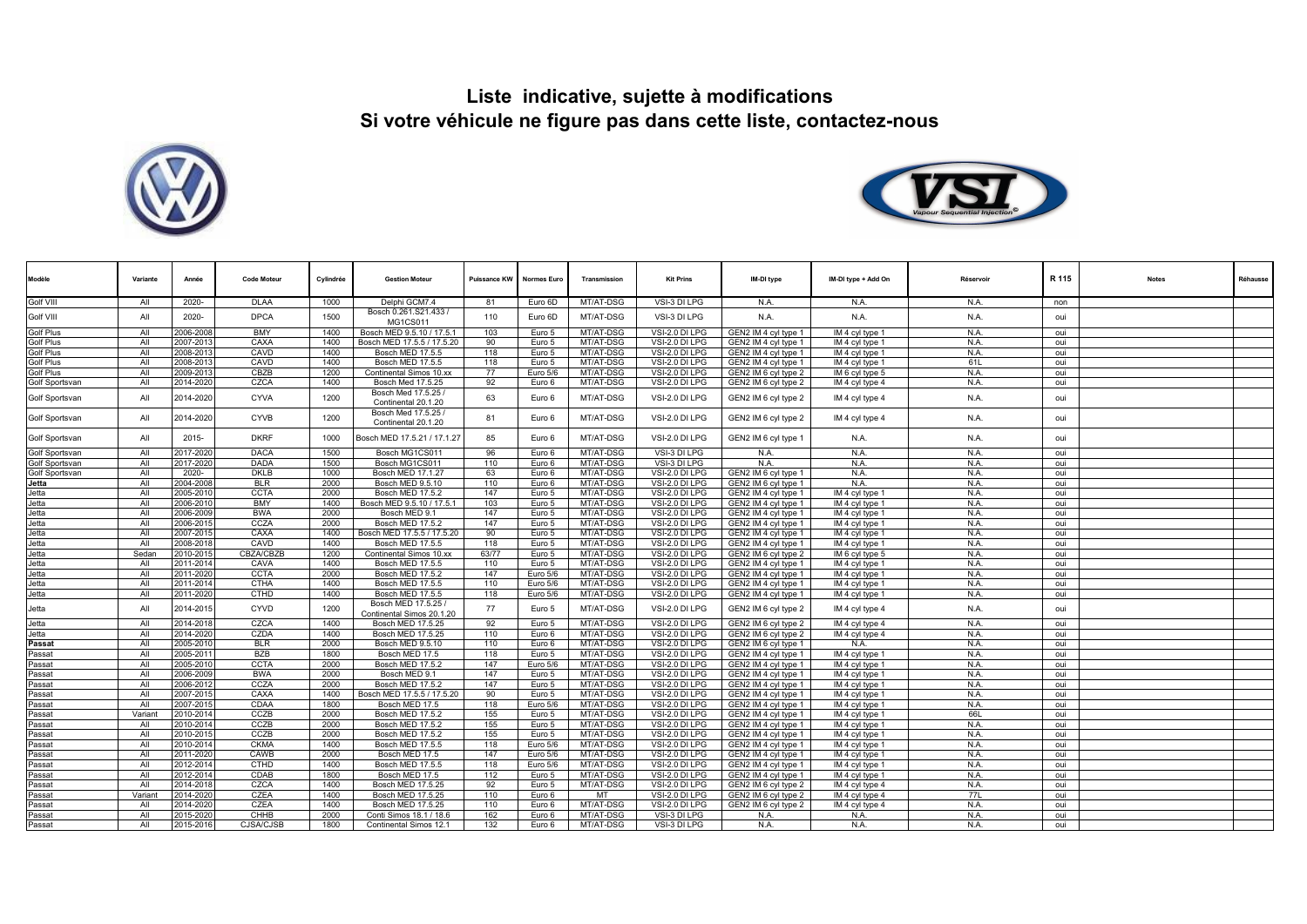# Liste indicative, sujette à modifications
# Si votre véhicule ne figure pas dans cette liste, contactez-nous

| Modèle | Variante | Année | Code Moteur | Cylindrée | Gestion Moteur | Puissance KW | Normes Euro | Transmission | Kit Prins | IM-DI type | IM-DI type + Add On | Réservoir | R 115 | Notes | Réhausse |
|---|---|---|---|---|---|---|---|---|---|---|---|---|---|---|---|
| Golf VIII | All | 2020- | DLAA | 1000 | Delphi GCM7.4 | 81 | Euro 6D | MT/AT-DSG | VSI-3 DI LPG | N.A. | N.A. | N.A. | non | | |
| Golf VIII | All | 2020- | DPCA | 1500 | Bosch 0.261.S21.433 / MG1CS011 | 110 | Euro 6D | MT/AT-DSG | VSI-3 DI LPG | N.A. | N.A. | N.A. | oui | | |
| Golf Plus | All | 2006-2008 | BMY | 1400 | Bosch MED 9.5.10 / 17.5.1 | 103 | Euro 5 | MT/AT-DSG | VSI-2.0 DI LPG | GEN2 IM 4 cyl type 1 | IM 4 cyl type 1 | N.A. | oui | | |
| Golf Plus | All | 2007-2013 | CAXA | 1400 | Bosch MED 17.5.5 / 17.5.20 | 90 | Euro 5 | MT/AT-DSG | VSI-2.0 DI LPG | GEN2 IM 4 cyl type 1 | IM 4 cyl type 1 | N.A. | oui | | |
| Golf Plus | All | 2008-2013 | CAVD | 1400 | Bosch MED 17.5.5 | 118 | Euro 5 | MT/AT-DSG | VSI-2.0 DI LPG | GEN2 IM 4 cyl type 1 | IM 4 cyl type 1 | N.A. | oui | | |
| Golf Plus | All | 2008-2013 | CAVD | 1400 | Bosch MED 17.5.5 | 118 | Euro 5 | MT/AT-DSG | VSI-2.0 DI LPG | GEN2 IM 4 cyl type 1 | IM 4 cyl type 1 | 61L | oui | | |
| Golf Plus | All | 2009-2013 | CBZB | 1200 | Continental Simos 10.xx | 77 | Euro 5/6 | MT/AT-DSG | VSI-2.0 DI LPG | GEN2 IM 6 cyl type 2 | IM 6 cyl type 5 | N.A. | oui | | |
| Golf Sportsvan | All | 2014-2020 | CZCA | 1400 | Bosch Med 17.5.25 | 92 | Euro 6 | MT/AT-DSG | VSI-2.0 DI LPG | GEN2 IM 6 cyl type 2 | IM 4 cyl type 4 | N.A. | oui | | |
| Golf Sportsvan | All | 2014-2020 | CYVA | 1200 | Bosch Med 17.5.25 / Continental 20.1.20 | 63 | Euro 6 | MT/AT-DSG | VSI-2.0 DI LPG | GEN2 IM 6 cyl type 2 | IM 4 cyl type 4 | N.A. | oui | | |
| Golf Sportsvan | All | 2014-2020 | CYVB | 1200 | Bosch Med 17.5.25 / Continental 20.1.20 | 81 | Euro 6 | MT/AT-DSG | VSI-2.0 DI LPG | GEN2 IM 6 cyl type 2 | IM 4 cyl type 4 | N.A. | oui | | |
| Golf Sportsvan | All | 2015- | DKRF | 1000 | Bosch MED 17.5.21 / 17.1.27 | 85 | Euro 6 | MT/AT-DSG | VSI-2.0 DI LPG | GEN2 IM 6 cyl type 1 | N.A. | N.A. | oui | | |
| Golf Sportsvan | All | 2017-2020 | DACA | 1500 | Bosch MG1CS011 | 96 | Euro 6 | MT/AT-DSG | VSI-3 DI LPG | N.A. | N.A. | N.A. | oui | | |
| Golf Sportsvan | All | 2017-2020 | DADA | 1500 | Bosch MG1CS011 | 110 | Euro 6 | MT/AT-DSG | VSI-3 DI LPG | N.A. | N.A. | N.A. | oui | | |
| Golf Sportsvan | All | 2020- | DKLB | 1000 | Bosch MED 17.1.27 | 63 | Euro 6 | MT/AT-DSG | VSI-2.0 DI LPG | GEN2 IM 6 cyl type 1 | N.A. | N.A. | oui | | |
| **Jetta** | All | 2004-2008 | BLR | 2000 | Bosch MED 9.5.10 | 110 | Euro 6 | MT/AT-DSG | VSI-2.0 DI LPG | GEN2 IM 6 cyl type 1 | N.A. | N.A. | oui | | |
| Jetta | All | 2005-2010 | CCTA | 2000 | Bosch MED 17.5.2 | 147 | Euro 5 | MT/AT-DSG | VSI-2.0 DI LPG | GEN2 IM 4 cyl type 1 | IM 4 cyl type 1 | N.A. | oui | | |
| Jetta | All | 2006-2010 | BMY | 1400 | Bosch MED 9.5.10 / 17.5.1 | 103 | Euro 5 | MT/AT-DSG | VSI-2.0 DI LPG | GEN2 IM 4 cyl type 1 | IM 4 cyl type 1 | N.A. | oui | | |
| Jetta | All | 2006-2009 | BWA | 2000 | Bosch MED 9.1 | 147 | Euro 5 | MT/AT-DSG | VSI-2.0 DI LPG | GEN2 IM 4 cyl type 1 | IM 4 cyl type 1 | N.A. | oui | | |
| Jetta | All | 2006-2015 | CCZA | 2000 | Bosch MED 17.5.2 | 147 | Euro 5 | MT/AT-DSG | VSI-2.0 DI LPG | GEN2 IM 4 cyl type 1 | IM 4 cyl type 1 | N.A. | oui | | |
| Jetta | All | 2007-2015 | CAXA | 1400 | Bosch MED 17.5.5 / 17.5.20 | 90 | Euro 5 | MT/AT-DSG | VSI-2.0 DI LPG | GEN2 IM 4 cyl type 1 | IM 4 cyl type 1 | N.A. | oui | | |
| Jetta | All | 2008-2018 | CAVD | 1400 | Bosch MED 17.5.5 | 118 | Euro 5 | MT/AT-DSG | VSI-2.0 DI LPG | GEN2 IM 4 cyl type 1 | IM 4 cyl type 1 | N.A. | oui | | |
| Jetta | Sedan | 2010-2015 | CBZA/CBZB | 1200 | Continental Simos 10.xx | 63/77 | Euro 5 | MT/AT-DSG | VSI-2.0 DI LPG | GEN2 IM 6 cyl type 2 | IM 6 cyl type 5 | N.A. | oui | | |
| Jetta | All | 2011-2014 | CAVA | 1400 | Bosch MED 17.5.5 | 110 | Euro 5 | MT/AT-DSG | VSI-2.0 DI LPG | GEN2 IM 4 cyl type 1 | IM 4 cyl type 1 | N.A. | oui | | |
| Jetta | All | 2011-2020 | CCTA | 2000 | Bosch MED 17.5.2 | 147 | Euro 5/6 | MT/AT-DSG | VSI-2.0 DI LPG | GEN2 IM 4 cyl type 1 | IM 4 cyl type 1 | N.A. | oui | | |
| Jetta | All | 2011-2014 | CTHA | 1400 | Bosch MED 17.5.5 | 110 | Euro 5/6 | MT/AT-DSG | VSI-2.0 DI LPG | GEN2 IM 4 cyl type 1 | IM 4 cyl type 1 | N.A. | oui | | |
| Jetta | All | 2011-2020 | CTHD | 1400 | Bosch MED 17.5.5 | 118 | Euro 5/6 | MT/AT-DSG | VSI-2.0 DI LPG | GEN2 IM 4 cyl type 1 | IM 4 cyl type 1 | N.A. | oui | | |
| Jetta | All | 2014-2015 | CYVD | 1200 | Bosch MED 17.5.25 / Continental Simos 20.1.20 | 77 | Euro 5 | MT/AT-DSG | VSI-2.0 DI LPG | GEN2 IM 6 cyl type 2 | IM 4 cyl type 4 | N.A. | oui | | |
| Jetta | All | 2014-2018 | CZCA | 1400 | Bosch MED 17.5.25 | 92 | Euro 5 | MT/AT-DSG | VSI-2.0 DI LPG | GEN2 IM 6 cyl type 2 | IM 4 cyl type 4 | N.A. | oui | | |
| Jetta | All | 2014-2020 | CZDA | 1400 | Bosch MED 17.5.25 | 110 | Euro 6 | MT/AT-DSG | VSI-2.0 DI LPG | GEN2 IM 6 cyl type 2 | IM 4 cyl type 4 | N.A. | oui | | |
| **Passat** | All | 2005-2010 | BLR | 2000 | Bosch MED 9.5.10 | 110 | Euro 6 | MT/AT-DSG | VSI-2.0 DI LPG | GEN2 IM 6 cyl type 1 | N.A. | N.A. | oui | | |
| Passat | All | 2005-2011 | BZB | 1800 | Bosch MED 17.5 | 118 | Euro 5 | MT/AT-DSG | VSI-2.0 DI LPG | GEN2 IM 4 cyl type 1 | IM 4 cyl type 1 | N.A. | oui | | |
| Passat | All | 2005-2010 | CCTA | 2000 | Bosch MED 17.5.2 | 147 | Euro 5/6 | MT/AT-DSG | VSI-2.0 DI LPG | GEN2 IM 4 cyl type 1 | IM 4 cyl type 1 | N.A. | oui | | |
| Passat | All | 2006-2009 | BWA | 2000 | Bosch MED 9.1 | 147 | Euro 5 | MT/AT-DSG | VSI-2.0 DI LPG | GEN2 IM 4 cyl type 1 | IM 4 cyl type 1 | N.A. | oui | | |
| Passat | All | 2006-2012 | CCZA | 2000 | Bosch MED 17.5.2 | 147 | Euro 5 | MT/AT-DSG | VSI-2.0 DI LPG | GEN2 IM 4 cyl type 1 | IM 4 cyl type 1 | N.A. | oui | | |
| Passat | All | 2007-2015 | CAXA | 1400 | Bosch MED 17.5.5 / 17.5.20 | 90 | Euro 5 | MT/AT-DSG | VSI-2.0 DI LPG | GEN2 IM 4 cyl type 1 | IM 4 cyl type 1 | N.A. | oui | | |
| Passat | All | 2007-2015 | CDAA | 1800 | Bosch MED 17.5 | 118 | Euro 5/6 | MT/AT-DSG | VSI-2.0 DI LPG | GEN2 IM 4 cyl type 1 | IM 4 cyl type 1 | N.A. | oui | | |
| Passat | Variant | 2010-2014 | CCZB | 2000 | Bosch MED 17.5.2 | 155 | Euro 5 | MT/AT-DSG | VSI-2.0 DI LPG | GEN2 IM 4 cyl type 1 | IM 4 cyl type 1 | 66L | oui | | |
| Passat | All | 2010-2014 | CCZB | 2000 | Bosch MED 17.5.2 | 155 | Euro 5 | MT/AT-DSG | VSI-2.0 DI LPG | GEN2 IM 4 cyl type 1 | IM 4 cyl type 1 | N.A. | oui | | |
| Passat | All | 2010-2015 | CCZB | 2000 | Bosch MED 17.5.2 | 155 | Euro 5 | MT/AT-DSG | VSI-2.0 DI LPG | GEN2 IM 4 cyl type 1 | IM 4 cyl type 1 | N.A. | oui | | |
| Passat | All | 2010-2014 | CKMA | 1400 | Bosch MED 17.5.5 | 118 | Euro 5/6 | MT/AT-DSG | VSI-2.0 DI LPG | GEN2 IM 4 cyl type 1 | IM 4 cyl type 1 | N.A. | oui | | |
| Passat | All | 2011-2020 | CAWB | 2000 | Bosch MED 17.5 | 147 | Euro 5/6 | MT/AT-DSG | VSI-2.0 DI LPG | GEN2 IM 4 cyl type 1 | IM 4 cyl type 1 | N.A. | oui | | |
| Passat | All | 2012-2014 | CTHD | 1400 | Bosch MED 17.5.5 | 118 | Euro 5/6 | MT/AT-DSG | VSI-2.0 DI LPG | GEN2 IM 4 cyl type 1 | IM 4 cyl type 1 | N.A. | oui | | |
| Passat | All | 2012-2014 | CDAB | 1800 | Bosch MED 17.5 | 112 | Euro 5 | MT/AT-DSG | VSI-2.0 DI LPG | GEN2 IM 4 cyl type 1 | IM 4 cyl type 1 | N.A. | oui | | |
| Passat | All | 2014-2018 | CZCA | 1400 | Bosch MED 17.5.25 | 92 | Euro 5 | MT/AT-DSG | VSI-2.0 DI LPG | GEN2 IM 6 cyl type 2 | IM 4 cyl type 4 | N.A. | oui | | |
| Passat | Variant | 2014-2020 | CZEA | 1400 | Bosch MED 17.5.25 | 110 | Euro 6 | MT | VSI-2.0 DI LPG | GEN2 IM 6 cyl type 2 | IM 4 cyl type 4 | 77L | oui | | |
| Passat | All | 2014-2020 | CZEA | 1400 | Bosch MED 17.5.25 | 110 | Euro 6 | MT/AT-DSG | VSI-2.0 DI LPG | GEN2 IM 6 cyl type 2 | IM 4 cyl type 4 | N.A. | oui | | |
| Passat | All | 2015-2020 | CHHB | 2000 | Conti Simos 18.1 / 18.6 | 162 | Euro 6 | MT/AT-DSG | VSI-3 DI LPG | N.A. | N.A. | N.A. | oui | | |
| Passat | All | 2015-2016 | CJSA/CJSB | 1800 | Continental Simos 12.1 | 132 | Euro 6 | MT/AT-DSG | VSI-3 DI LPG | N.A. | N.A. | N.A. | oui | | |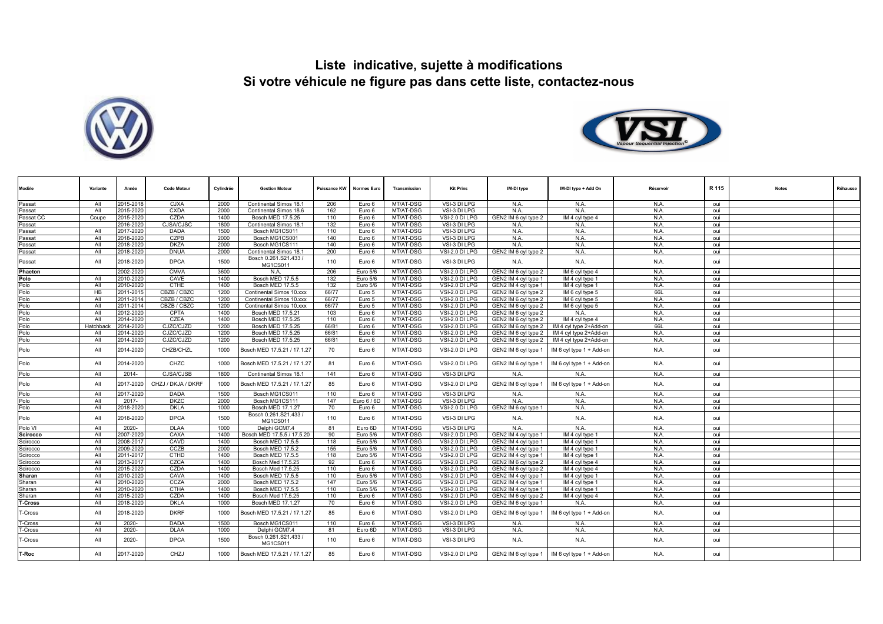# Liste indicative, sujette à modifications
# Si votre véhicule ne figure pas dans cette liste, contactez-nous

| Modèle | Variante | Année | Code Moteur | Cylindrée | Gestion Moteur | Puissance KW | Normes Euro | Transmission | Kit Prins | IM-DI type | IM-DI type + Add On | Réservoir | R 115 | Notes | Réhausse |
|---|---|---|---|---|---|---|---|---|---|---|---|---|---|---|---|
| Passat | All | 2015-2018 | CJXA | 2000 | Continental Simos 18.1 | 206 | Euro 6 | MT/AT-DSG | VSI-3 DI LPG | N.A. | N.A. | N.A. | oui | | |
| Passat | All | 2015-2020 | CXDA | 2000 | Continental Simos 18.6 | 162 | Euro 6 | MT/AT-DSG | VSI-3 DI LPG | N.A. | N.A. | N.A. | oui | | |
| Passat CC | Coupe | 2015-2020 | CZDA | 1400 | Bosch MED 17.5.25 | 110 | Euro 6 | MT/AT-DSG | VSI-2.0 DI LPG | GEN2 IM 6 cyl type 2 | IM 4 cyl type 4 | N.A. | oui | | |
| Passat | | 2016-2020 | CJSA/CJSC | 1800 | Continental Simos 18.1 | 132 | Euro 6 | MT/AT-DSG | VSI-3 DI LPG | N.A. | N.A. | N.A. | oui | | |
| Passat | All | 2017-2020 | DADA | 1500 | Bosch MG1CS011 | 110 | Euro 6 | MT/AT-DSG | VSI-3 DI LPG | N.A. | N.A. | N.A. | oui | | |
| Passat | All | 2018-2020 | CZPB | 2000 | Bosch MG1CS001 | 140 | Euro 6 | MT/AT-DSG | VSI-3 DI LPG | N.A. | N.A. | N.A. | oui | | |
| Passat | All | 2018-2020 | DKZA | 2000 | Bosch MG1CS111 | 140 | Euro 6 | MT/AT-DSG | VSI-3 DI LPG | N.A. | N.A. | N.A. | oui | | |
| Passat | All | 2018-2020 | DNUA | 2000 | Continental Simos 18.1 | 200 | Euro 6 | MT/AT-DSG | VSI-2.0 DI LPG | GEN2 IM 6 cyl type 2 | N.A. | N.A. | oui | | |
| Passat | All | 2018-2020 | DPCA | 1500 | Bosch 0.261.S21.433 / MG1CS011 | 110 | Euro 6 | MT/AT-DSG | VSI-3 DI LPG | N.A. | N.A. | N.A. | oui | | |
| **Phaeton** | | 2002-2020 | CMVA | 3600 | N.A. | 206 | Euro 5/6 | MT/AT-DSG | VSI-2.0 DI LPG | GEN2 IM 6 cyl type 2 | IM 6 cyl type 4 | N.A. | oui | | |
| **Polo** | All | 2010-2020 | CAVE | 1400 | Bosch MED 17.5.5 | 132 | Euro 5/6 | MT/AT-DSG | VSI-2.0 DI LPG | GEN2 IM 4 cyl type 1 | IM 4 cyl type 1 | N.A. | oui | | |
| Polo | All | 2010-2020 | CTHE | 1400 | Bosch MED 17.5.5 | 132 | Euro 5/6 | MT/AT-DSG | VSI-2.0 DI LPG | GEN2 IM 4 cyl type 1 | IM 4 cyl type 1 | N.A. | oui | | |
| Polo | HB | 2011-2015 | CBZB / CBZC | 1200 | Continental Simos 10.xxx | 66/77 | Euro 5 | MT/AT-DSG | VSI-2.0 DI LPG | GEN2 IM 6 cyl type 2 | IM 6 cyl type 5 | 66L | oui | | |
| Polo | All | 2011-2014 | CBZB / CBZC | 1200 | Continental Simos 10.xxx | 66/77 | Euro 5 | MT/AT-DSG | VSI-2.0 DI LPG | GEN2 IM 6 cyl type 2 | IM 6 cyl type 5 | N.A. | oui | | |
| Polo | All | 2011-2014 | CBZB / CBZC | 1200 | Continental Simos 10.xxx | 66/77 | Euro 5 | MT/AT-DSG | VSI-2.0 DI LPG | GEN2 IM 6 cyl type 2 | IM 6 cyl type 5 | N.A. | oui | | |
| Polo | All | 2012-2020 | CPTA | 1400 | Bosch MED 17.5.21 | 103 | Euro 6 | MT/AT-DSG | VSI-2.0 DI LPG | GEN2 IM 6 cyl type 2 | N.A. | N.A. | oui | | |
| Polo | All | 2014-2020 | CZEA | 1400 | Bosch MED 17.5.25 | 110 | Euro 6 | MT/AT-DSG | VSI-2.0 DI LPG | GEN2 IM 6 cyl type 2 | IM 4 cyl type 4 | N.A. | oui | | |
| Polo | Hatchback | 2014-2020 | CJZC/CJZD | 1200 | Bosch MED 17.5.25 | 66/81 | Euro 6 | MT/AT-DSG | VSI-2.0 DI LPG | GEN2 IM 6 cyl type 2 | IM 4 cyl type 2+Add-on | 66L | oui | | |
| Polo | All | 2014-2020 | CJZC/CJZD | 1200 | Bosch MED 17.5.25 | 66/81 | Euro 6 | MT/AT-DSG | VSI-2.0 DI LPG | GEN2 IM 6 cyl type 2 | IM 4 cyl type 2+Add-on | N.A. | oui | | |
| Polo | All | 2014-2020 | CJZC/CJZD | 1200 | Bosch MED 17.5.25 | 66/81 | Euro 6 | MT/AT-DSG | VSI-2.0 DI LPG | GEN2 IM 6 cyl type 2 | IM 4 cyl type 2+Add-on | N.A. | oui | | |
| Polo | All | 2014-2020 | CHZB/CHZL | 1000 | Bosch MED 17.5.21 / 17.1.27 | 70 | Euro 6 | MT/AT-DSG | VSI-2.0 DI LPG | GEN2 IM 6 cyl type 1 | IM 6 cyl type 1 + Add-on | N.A. | oui | | |
| Polo | All | 2014-2020 | CHZC | 1000 | Bosch MED 17.5.21 / 17.1.27 | 81 | Euro 6 | MT/AT-DSG | VSI-2.0 DI LPG | GEN2 IM 6 cyl type 1 | IM 6 cyl type 1 + Add-on | N.A. | oui | | |
| Polo | All | 2014- | CJSA/CJSB | 1800 | Continental Simos 18.1 | 141 | Euro 6 | MT/AT-DSG | VSI-3 DI LPG | N.A. | N.A. | N.A. | oui | | |
| Polo | All | 2017-2020 | CHZJ / DKJA / DKRF | 1000 | Bosch MED 17.5.21 / 17.1.27 | 85 | Euro 6 | MT/AT-DSG | VSI-2.0 DI LPG | GEN2 IM 6 cyl type 1 | IM 6 cyl type 1 + Add-on | N.A. | oui | | |
| Polo | All | 2017-2020 | DADA | 1500 | Bosch MG1CS011 | 110 | Euro 6 | MT/AT-DSG | VSI-3 DI LPG | N.A. | N.A. | N.A. | oui | | |
| Polo | All | 2017- | DKZC | 2000 | Bosch MG1CS111 | 147 | Euro 6 / 6D | MT/AT-DSG | VSI-3 DI LPG | N.A. | N.A. | N.A. | oui | | |
| Polo | All | 2018-2020 | DKLA | 1000 | Bosch MED 17.1.27 | 70 | Euro 6 | MT/AT-DSG | VSI-2.0 DI LPG | GEN2 IM 6 cyl type 1 | N.A. | N.A. | oui | | |
| Polo | All | 2018-2020 | DPCA | 1500 | Bosch 0.261.S21.433 / MG1CS011 | 110 | Euro 6 | MT/AT-DSG | VSI-3 DI LPG | N.A. | N.A. | N.A. | oui | | |
| Polo VI | All | 2020- | DLAA | 1000 | Delphi GCM7.4 | 81 | Euro 6D | MT/AT-DSG | VSI-3 DI LPG | N.A. | N.A. | N.A. | oui | | |
| **Scirocco** | All | 2007-2020 | CAXA | 1400 | Bosch MED 17.5.5 / 17.5.20 | 90 | Euro 5/6 | MT/AT-DSG | VSI-2.0 DI LPG | GEN2 IM 4 cyl type 1 | IM 4 cyl type 1 | N.A. | oui | | |
| Scirocco | All | 2008-2017 | CAVD | 1400 | Bosch MED 17.5.5 | 118 | Euro 5/6 | MT/AT-DSG | VSI-2.0 DI LPG | GEN2 IM 4 cyl type 1 | IM 4 cyl type 1 | N.A. | oui | | |
| Scirocco | All | 2009-2020 | CCZB | 2000 | Bosch MED 17.5.2 | 155 | Euro 5/6 | MT/AT-DSG | VSI-2.0 DI LPG | GEN2 IM 4 cyl type 1 | IM 4 cyl type 1 | N.A. | oui | | |
| Scirocco | All | 2011-2017 | CTHD | 1400 | Bosch MED 17.5.5 | 118 | Euro 5/6 | MT/AT-DSG | VSI-2.0 DI LPG | GEN2 IM 4 cyl type 1 | IM 4 cyl type 1 | N.A. | oui | | |
| Scirocco | All | 2013-2017 | CZCA | 1400 | Bosch Med 17.5.25 | 92 | Euro 6 | MT/AT-DSG | VSI-2.0 DI LPG | GEN2 IM 6 cyl type 2 | IM 4 cyl type 4 | N.A. | oui | | |
| Scirocco | All | 2015-2020 | CZDA | 1400 | Bosch Med 17.5.25 | 110 | Euro 6 | MT/AT-DSG | VSI-2.0 DI LPG | GEN2 IM 6 cyl type 2 | IM 4 cyl type 4 | N.A. | oui | | |
| **Sharan** | All | 2010-2020 | CAVA | 1400 | Bosch MED 17.5.5 | 110 | Euro 5/6 | MT/AT-DSG | VSI-2.0 DI LPG | GEN2 IM 4 cyl type 1 | IM 4 cyl type 1 | N.A. | oui | | |
| Sharan | All | 2010-2020 | CCZA | 2000 | Bosch MED 17.5.2 | 147 | Euro 5/6 | MT/AT-DSG | VSI-2.0 DI LPG | GEN2 IM 4 cyl type 1 | IM 4 cyl type 1 | N.A. | oui | | |
| Sharan | All | 2010-2020 | CTHA | 1400 | Bosch MED 17.5.5 | 110 | Euro 5/6 | MT/AT-DSG | VSI-2.0 DI LPG | GEN2 IM 4 cyl type 1 | IM 4 cyl type 1 | N.A. | oui | | |
| Sharan | All | 2015-2020 | CZDA | 1400 | Bosch Med 17.5.25 | 110 | Euro 6 | MT/AT-DSG | VSI-2.0 DI LPG | GEN2 IM 6 cyl type 2 | IM 4 cyl type 4 | N.A. | oui | | |
| **T-Cross** | All | 2018-2020 | DKLA | 1000 | Bosch MED 17.1.27 | 70 | Euro 6 | MT/AT-DSG | VSI-2.0 DI LPG | GEN2 IM 6 cyl type 1 | N.A. | N.A. | oui | | |
| T-Cross | All | 2018-2020 | DKRF | 1000 | Bosch MED 17.5.21 / 17.1.27 | 85 | Euro 6 | MT/AT-DSG | VSI-2.0 DI LPG | GEN2 IM 6 cyl type 1 | IM 6 cyl type 1 + Add-on | N.A. | oui | | |
| T-Cross | All | 2020- | DADA | 1500 | Bosch MG1CS011 | 110 | Euro 6 | MT/AT-DSG | VSI-3 DI LPG | N.A. | N.A. | N.A. | oui | | |
| T-Cross | All | 2020- | DLAA | 1000 | Delphi GCM7.4 | 81 | Euro 6D | MT/AT-DSG | VSI-3 DI LPG | N.A. | N.A. | N.A. | oui | | |
| T-Cross | All | 2020- | DPCA | 1500 | Bosch 0.261.S21.433 / MG1CS011 | 110 | Euro 6 | MT/AT-DSG | VSI-3 DI LPG | N.A. | N.A. | N.A. | oui | | |
| **T-Roc** | All | 2017-2020 | CHZJ | 1000 | Bosch MED 17.5.21 / 17.1.27 | 85 | Euro 6 | MT/AT-DSG | VSI-2.0 DI LPG | GEN2 IM 6 cyl type 1 | IM 6 cyl type 1 + Add-on | N.A. | oui | | |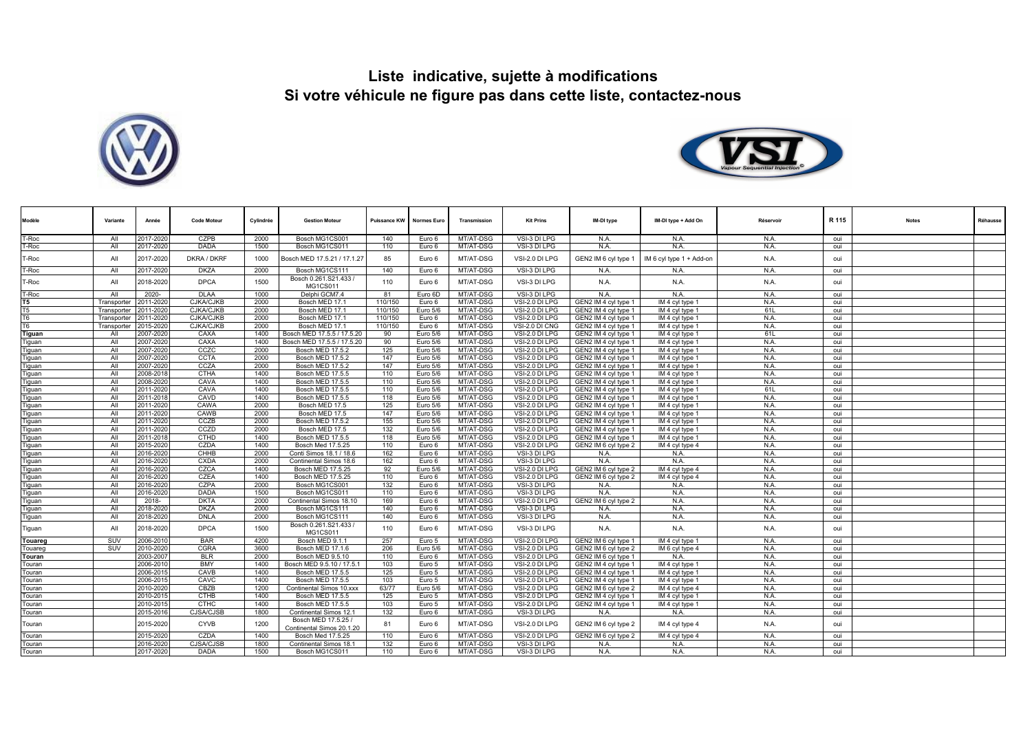# Liste indicative, sujette à modifications

# Si votre véhicule ne figure pas dans cette liste, contactez-nous

| Modèle | Variante | Année | Code Moteur | Cylindrée | Gestion Moteur | Puissance KW | Normes Euro | Transmission | Kit Prins | IM-DI type | IM-DI type + Add On | Réservoir | R 115 | Notes | Réhausse |
|---|---|---|---|---|---|---|---|---|---|---|---|---|---|---|---|
| T-Roc | All | 2017-2020 | CZPB | 2000 | Bosch MG1CS001 | 140 | Euro 6 | MT/AT-DSG | VSI-3 DI LPG | N.A. | N.A. | N.A. | oui | | |
| T-Roc | All | 2017-2020 | DADA | 1500 | Bosch MG1CS011 | 110 | Euro 6 | MT/AT-DSG | VSI-3 DI LPG | N.A. | N.A. | N.A. | oui | | |
| T-Roc | All | 2017-2020 | DKRA / DKRF | 1000 | Bosch MED 17.5.21 / 17.1.27 | 85 | Euro 6 | MT/AT-DSG | VSI-2.0 DI LPG | GEN2 IM 6 cyl type 1 | IM 6 cyl type 1 + Add-on | N.A. | oui | | |
| T-Roc | All | 2017-2020 | DKZA | 2000 | Bosch MG1CS111 | 140 | Euro 6 | MT/AT-DSG | VSI-3 DI LPG | N.A. | N.A. | N.A. | oui | | |
| T-Roc | All | 2018-2020 | DPCA | 1500 | Bosch 0.261.S21.433 / MG1CS011 | 110 | Euro 6 | MT/AT-DSG | VSI-3 DI LPG | N.A. | N.A. | N.A. | oui | | |
| T-Roc | All | 2020- | DLAA | 1000 | Delphi GCM7.4 | 81 | Euro 6D | MT/AT-DSG | VSI-3 DI LPG | N.A. | N.A. | N.A. | oui | | |
| T5 | Transporter | 2011-2020 | CJKA/CJKB | 2000 | Bosch MED 17.1 | 110/150 | Euro 6 | MT/AT-DSG | VSI-2.0 DI LPG | GEN2 IM 4 cyl type 1 | IM 4 cyl type 1 | N.A. | oui | | |
| T5 | Transporter | 2011-2020 | CJKA/CJKB | 2000 | Bosch MED 17.1 | 110/150 | Euro 5/6 | MT/AT-DSG | VSI-2.0 DI LPG | GEN2 IM 4 cyl type 1 | IM 4 cyl type 1 | 61L | oui | | |
| T6 | Transporter | 2011-2020 | CJKA/CJKB | 2000 | Bosch MED 17.1 | 110/150 | Euro 6 | MT/AT-DSG | VSI-2.0 DI LPG | GEN2 IM 4 cyl type 1 | IM 4 cyl type 1 | N.A. | oui | | |
| T6 | Transporter | 2015-2020 | CJKA/CJKB | 2000 | Bosch MED 17.1 | 110/150 | Euro 6 | MT/AT-DSG | VSI-2.0 DI CNG | GEN2 IM 4 cyl type 1 | IM 4 cyl type 1 | N.A. | oui | | |
| Tiguan | All | 2007-2020 | CAXA | 1400 | Bosch MED 17.5.5 / 17.5.20 | 90 | Euro 5/6 | MT/AT-DSG | VSI-2.0 DI LPG | GEN2 IM 4 cyl type 1 | IM 4 cyl type 1 | 61L | oui | | |
| Tiguan | All | 2007-2020 | CAXA | 1400 | Bosch MED 17.5.5 / 17.5.20 | 90 | Euro 5/6 | MT/AT-DSG | VSI-2.0 DI LPG | GEN2 IM 4 cyl type 1 | IM 4 cyl type 1 | N.A. | oui | | |
| Tiguan | All | 2007-2020 | CCZC | 2000 | Bosch MED 17.5.2 | 125 | Euro 5/6 | MT/AT-DSG | VSI-2.0 DI LPG | GEN2 IM 4 cyl type 1 | IM 4 cyl type 1 | N.A. | oui | | |
| Tiguan | All | 2007-2020 | CCTA | 2000 | Bosch MED 17.5.2 | 147 | Euro 5/6 | MT/AT-DSG | VSI-2.0 DI LPG | GEN2 IM 4 cyl type 1 | IM 4 cyl type 1 | N.A. | oui | | |
| Tiguan | All | 2007-2020 | CCZA | 2000 | Bosch MED 17.5.2 | 147 | Euro 5/6 | MT/AT-DSG | VSI-2.0 DI LPG | GEN2 IM 4 cyl type 1 | IM 4 cyl type 1 | N.A. | oui | | |
| Tiguan | All | 2008-2018 | CTHA | 1400 | Bosch MED 17.5.5 | 110 | Euro 5/6 | MT/AT-DSG | VSI-2.0 DI LPG | GEN2 IM 4 cyl type 1 | IM 4 cyl type 1 | N.A. | oui | | |
| Tiguan | All | 2008-2020 | CAVA | 1400 | Bosch MED 17.5.5 | 110 | Euro 5/6 | MT/AT-DSG | VSI-2.0 DI LPG | GEN2 IM 4 cyl type 1 | IM 4 cyl type 1 | N.A. | oui | | |
| Tiguan | All | 2011-2020 | CAVA | 1400 | Bosch MED 17.5.5 | 110 | Euro 5/6 | MT/AT-DSG | VSI-2.0 DI LPG | GEN2 IM 4 cyl type 1 | IM 4 cyl type 1 | 61L | oui | | |
| Tiguan | All | 2011-2018 | CAVD | 1400 | Bosch MED 17.5.5 | 118 | Euro 5/6 | MT/AT-DSG | VSI-2.0 DI LPG | GEN2 IM 4 cyl type 1 | IM 4 cyl type 1 | N.A. | oui | | |
| Tiguan | All | 2011-2020 | CAWA | 2000 | Bosch MED 17.5 | 125 | Euro 5/6 | MT/AT-DSG | VSI-2.0 DI LPG | GEN2 IM 4 cyl type 1 | IM 4 cyl type 1 | N.A. | oui | | |
| Tiguan | All | 2011-2020 | CAWB | 2000 | Bosch MED 17.5 | 147 | Euro 5/6 | MT/AT-DSG | VSI-2.0 DI LPG | GEN2 IM 4 cyl type 1 | IM 4 cyl type 1 | N.A. | oui | | |
| Tiguan | All | 2011-2020 | CCZB | 2000 | Bosch MED 17.5.2 | 155 | Euro 5/6 | MT/AT-DSG | VSI-2.0 DI LPG | GEN2 IM 4 cyl type 1 | IM 4 cyl type 1 | N.A. | oui | | |
| Tiguan | All | 2011-2020 | CCZD | 2000 | Bosch MED 17.5 | 132 | Euro 5/6 | MT/AT-DSG | VSI-2.0 DI LPG | GEN2 IM 4 cyl type 1 | IM 4 cyl type 1 | N.A. | oui | | |
| Tiguan | All | 2011-2018 | CTHD | 1400 | Bosch MED 17.5.5 | 118 | Euro 5/6 | MT/AT-DSG | VSI-2.0 DI LPG | GEN2 IM 4 cyl type 1 | IM 4 cyl type 1 | N.A. | oui | | |
| Tiguan | All | 2015-2020 | CZDA | 1400 | Bosch Med 17.5.25 | 110 | Euro 6 | MT/AT-DSG | VSI-2.0 DI LPG | GEN2 IM 6 cyl type 2 | IM 4 cyl type 4 | N.A. | oui | | |
| Tiguan | All | 2016-2020 | CHHB | 2000 | Conti Simos 18.1 / 18.6 | 162 | Euro 6 | MT/AT-DSG | VSI-3 DI LPG | N.A. | N.A. | N.A. | oui | | |
| Tiguan | All | 2016-2020 | CXDA | 2000 | Continental Simos 18.6 | 162 | Euro 6 | MT/AT-DSG | VSI-3 DI LPG | N.A. | N.A. | N.A. | oui | | |
| Tiguan | All | 2016-2020 | CZCA | 1400 | Bosch MED 17.5.25 | 92 | Euro 5/6 | MT/AT-DSG | VSI-2.0 DI LPG | GEN2 IM 6 cyl type 2 | IM 4 cyl type 4 | N.A. | oui | | |
| Tiguan | All | 2016-2020 | CZEA | 1400 | Bosch MED 17.5.25 | 110 | Euro 6 | MT/AT-DSG | VSI-2.0 DI LPG | GEN2 IM 6 cyl type 2 | IM 4 cyl type 4 | N.A. | oui | | |
| Tiguan | All | 2016-2020 | CZPA | 2000 | Bosch MG1CS001 | 132 | Euro 6 | MT/AT-DSG | VSI-3 DI LPG | N.A. | N.A. | N.A. | oui | | |
| Tiguan | All | 2016-2020 | DADA | 1500 | Bosch MG1CS011 | 110 | Euro 6 | MT/AT-DSG | VSI-3 DI LPG | N.A. | N.A. | N.A. | oui | | |
| Tiguan | All | 2018- | DKTA | 2000 | Continental Simos 18.10 | 169 | Euro 6 | MT/AT-DSG | VSI-2.0 DI LPG | GEN2 IM 6 cyl type 2 | N.A. | N.A. | oui | | |
| Tiguan | All | 2018-2020 | DKZA | 2000 | Bosch MG1CS111 | 140 | Euro 6 | MT/AT-DSG | VSI-3 DI LPG | N.A. | N.A. | N.A. | oui | | |
| Tiguan | All | 2018-2020 | DNLA | 2000 | Bosch MG1CS111 | 140 | Euro 6 | MT/AT-DSG | VSI-3 DI LPG | N.A. | N.A. | N.A. | oui | | |
| Tiguan | All | 2018-2020 | DPCA | 1500 | Bosch 0.261.S21.433 / MG1CS011 | 110 | Euro 6 | MT/AT-DSG | VSI-3 DI LPG | N.A. | N.A. | N.A. | oui | | |
| Touareg | SUV | 2006-2010 | BAR | 4200 | Bosch MED 9.1.1 | 257 | Euro 5 | MT/AT-DSG | VSI-2.0 DI LPG | GEN2 IM 6 cyl type 1 | IM 4 cyl type 1 | N.A. | oui | | |
| Touareg | SUV | 2010-2020 | CGRA | 3600 | Bosch MED 17.1.6 | 206 | Euro 5/6 | MT/AT-DSG | VSI-2.0 DI LPG | GEN2 IM 6 cyl type 2 | IM 6 cyl type 4 | N.A. | oui | | |
| Touran | | 2003-2007 | BLR | 2000 | Bosch MED 9.5.10 | 110 | Euro 6 | MT/AT-DSG | VSI-2.0 DI LPG | GEN2 IM 6 cyl type 1 | N.A. | N.A. | oui | | |
| Touran | | 2006-2010 | BMY | 1400 | Bosch MED 9.5.10 / 17.5.1 | 103 | Euro 5 | MT/AT-DSG | VSI-2.0 DI LPG | GEN2 IM 4 cyl type 1 | IM 4 cyl type 1 | N.A. | oui | | |
| Touran | | 2006-2015 | CAVB | 1400 | Bosch MED 17.5.5 | 125 | Euro 5 | MT/AT-DSG | VSI-2.0 DI LPG | GEN2 IM 4 cyl type 1 | IM 4 cyl type 1 | N.A. | oui | | |
| Touran | | 2006-2015 | CAVC | 1400 | Bosch MED 17.5.5 | 103 | Euro 5 | MT/AT-DSG | VSI-2.0 DI LPG | GEN2 IM 4 cyl type 1 | IM 4 cyl type 1 | N.A. | oui | | |
| Touran | | 2010-2020 | CBZB | 1200 | Continental Simos 10.xxx | 63/77 | Euro 5/6 | MT/AT-DSG | VSI-2.0 DI LPG | GEN2 IM 6 cyl type 2 | IM 4 cyl type 4 | N.A. | oui | | |
| Touran | | 2010-2015 | CTHB | 1400 | Bosch MED 17.5.5 | 125 | Euro 5 | MT/AT-DSG | VSI-2.0 DI LPG | GEN2 IM 4 cyl type 1 | IM 4 cyl type 1 | N.A. | oui | | |
| Touran | | 2010-2015 | CTHC | 1400 | Bosch MED 17.5.5 | 103 | Euro 5 | MT/AT-DSG | VSI-2.0 DI LPG | GEN2 IM 4 cyl type 1 | IM 4 cyl type 1 | N.A. | oui | | |
| Touran | | 2015-2016 | CJSA/CJSB | 1800 | Continental Simos 12.1 | 132 | Euro 6 | MT/AT-DSG | VSI-3 DI LPG | N.A. | N.A. | N.A. | oui | | |
| Touran | | 2015-2020 | CYVB | 1200 | Bosch MED 17.5.25 / Continental Simos 20.1.20 | 81 | Euro 6 | MT/AT-DSG | VSI-2.0 DI LPG | GEN2 IM 6 cyl type 2 | IM 4 cyl type 4 | N.A. | oui | | |
| Touran | | 2015-2020 | CZDA | 1400 | Bosch Med 17.5.25 | 110 | Euro 6 | MT/AT-DSG | VSI-2.0 DI LPG | GEN2 IM 6 cyl type 2 | IM 4 cyl type 4 | N.A. | oui | | |
| Touran | | 2016-2020 | CJSA/CJSB | 1800 | Continental Simos 18.1 | 132 | Euro 6 | MT/AT-DSG | VSI-3 DI LPG | N.A. | N.A. | N.A. | oui | | |
| Touran | | 2017-2020 | DADA | 1500 | Bosch MG1CS011 | 110 | Euro 6 | MT/AT-DSG | VSI-3 DI LPG | N.A. | N.A. | N.A. | oui | | |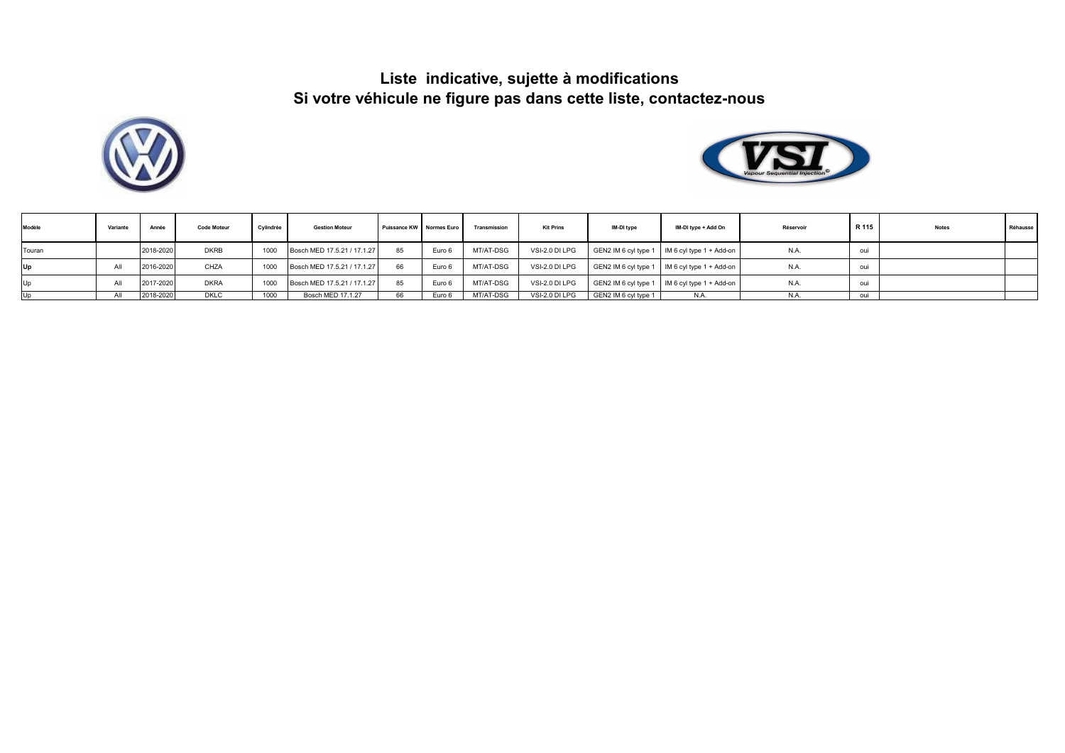**Liste indicative, sujette à modifications**
**Si votre véhicule ne figure pas dans cette liste, contactez-nous**

| Modèle | Variante | Année | Code Moteur | Cylindrée | Gestion Moteur | Puissance KW | Normes Euro | Transmission | Kit Prins | IM-DI type | IM-DI type + Add On | Réservoir | R 115 | Notes | Réhausse |
|---|---|---|---|---|---|---|---|---|---|---|---|---|---|---|---|
| Touran | | 2018-2020 | DKRB | 1000 | Bosch MED 17.5.21 / 17.1.27 | 85 | Euro 6 | MT/AT-DSG | VSI-2.0 DI LPG | GEN2 IM 6 cyl type 1 | IM 6 cyl type 1 + Add-on | N.A. | oui | | |
| **Up** | All | 2016-2020 | CHZA | 1000 | Bosch MED 17.5.21 / 17.1.27 | 66 | Euro 6 | MT/AT-DSG | VSI-2.0 DI LPG | GEN2 IM 6 cyl type 1 | IM 6 cyl type 1 + Add-on | N.A. | oui | | |
| Up | All | 2017-2020 | DKRA | 1000 | Bosch MED 17.5.21 / 17.1.27 | 85 | Euro 6 | MT/AT-DSG | VSI-2.0 DI LPG | GEN2 IM 6 cyl type 1 | IM 6 cyl type 1 + Add-on | N.A. | oui | | |
| Up | All | 2018-2020 | DKLC | 1000 | Bosch MED 17.1.27 | 66 | Euro 6 | MT/AT-DSG | VSI-2.0 DI LPG | GEN2 IM 6 cyl type 1 | N.A. | N.A. | oui | | |